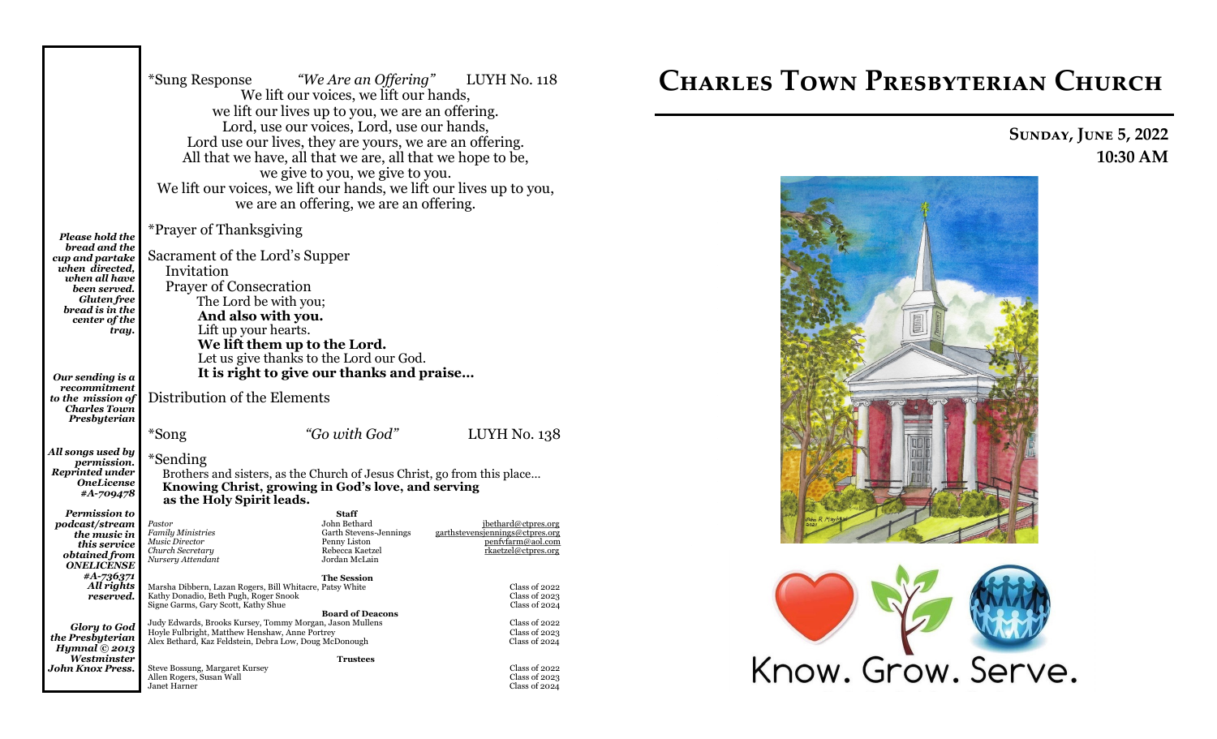*Please hold the bread and the cup and partake when directed, when all have been served. Gluten free bread is in the center of the tray.*

*Our sending is a recommitment to the mission of Charles Town Presbyterian*

*All songs used by permission. Reprinted under OneLicense #A-709478*

*Permission to podcast/stream the music in this service obtained from ONELICENSE #A-736371 All rights reserved.*

*Glory to God the Presbyterian Hymnal © 2013 Westminster John Knox Press.*

*Sung Response *"We Are an Offering"* LUYH No. 118

We lift our voices, we lift our hands,
we lift our lives up to you, we are an offering.
Lord, use our voices, Lord, use our hands,
Lord use our lives, they are yours, we are an offering.
All that we have, all that we are, all that we hope to be,
we give to you, we give to you.
We lift our voices, we lift our hands, we lift our lives up to you,
we are an offering, we are an offering.

*Prayer of Thanksgiving

Sacrament of the Lord's Supper

Invitation

Prayer of Consecration

The Lord be with you;
**And also with you.**
Lift up your hearts.
**We lift them up to the Lord.**
Let us give thanks to the Lord our God.
**It is right to give our thanks and praise…**

Distribution of the Elements

*Song *"Go with God"* LUYH No. 138

*Sending

Brothers and sisters, as the Church of Jesus Christ, go from this place…
**Knowing Christ, growing in God's love, and serving as the Holy Spirit leads.**

**Staff**

| | | |
|---|---|---|
| *Pastor* | John Bethard | jbethard@ctpres.org |
| *Family Ministries* | Garth Stevens-Jennings | garthstevensjennings@ctpres.org |
| *Music Director* | Penny Liston | penfyfarm@aol.com |
| *Church Secretary* | Rebecca Kaetzel | rkaetzel@ctpres.org |
| *Nursery Attendant* | Jordan McLain | |

**The Session**

| | |
|---|---|
| Marsha Dibbern, Lazan Rogers, Bill Whitacre, Patsy White | Class of 2022 |
| Kathy Donadio, Beth Pugh, Roger Snook | Class of 2023 |
| Signe Garms, Gary Scott, Kathy Shue | Class of 2024 |

**Board of Deacons**

| | |
|---|---|
| Judy Edwards, Brooks Kursey, Tommy Morgan, Jason Mullens | Class of 2022 |
| Hoyle Fulbright, Matthew Henshaw, Anne Portrey | Class of 2023 |
| Alex Bethard, Kaz Feldstein, Debra Low, Doug McDonough | Class of 2024 |

**Trustees**

| | |
|---|---|
| Steve Bossung, Margaret Kursey | Class of 2022 |
| Allen Rogers, Susan Wall | Class of 2023 |
| Janet Harner | Class of 2024 |

# Charles Town Presbyterian Church

**Sunday, June 5, 2022**
**10:30 AM**

Know. Grow. Serve.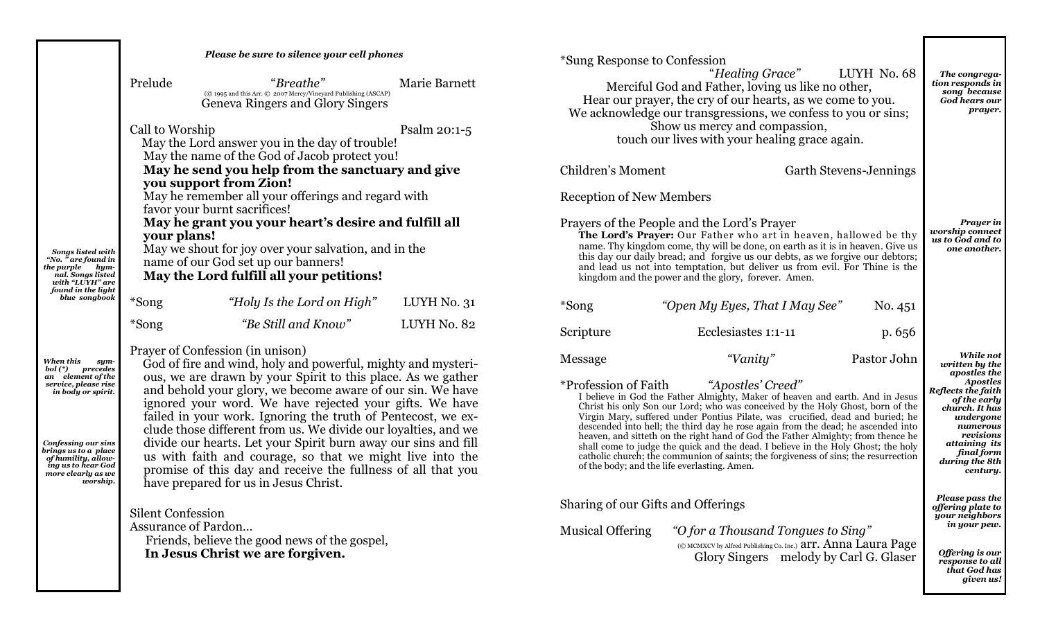*Please be sure to silence your cell phones*

Prelude — *"Breathe"* — Marie Barnett
(© 1995 and this Arr. © 2007 Mercy/Vineyard Publishing (ASCAP)
Geneva Ringers and Glory Singers

Call to Worship — Psalm 20:1-5

May the Lord answer you in the day of trouble!
May the name of the God of Jacob protect you!
**May he send you help from the sanctuary and give you support from Zion!**
May he remember all your offerings and regard with favor your burnt sacrifices!
**May he grant you your heart's desire and fulfill all your plans!**
May we shout for joy over your salvation, and in the name of our God set up our banners!
**May the Lord fulfill all your petitions!**

*Songs listed with "No. " are found in the purple hymnal. Songs listed with "LUYH" are found in the light blue songbook*

*Song — *"Holy Is the Lord on High"* — LUYH No. 31

*Song — *"Be Still and Know"* — LUYH No. 82

*When this symbol (*) precedes an element of the service, please rise in body or spirit.*

Prayer of Confession (in unison)

God of fire and wind, holy and powerful, mighty and mysterious, we are drawn by your Spirit to this place. As we gather and behold your glory, we become aware of our sin. We have ignored your word. We have rejected your gifts. We have failed in your work. Ignoring the truth of Pentecost, we exclude those different from us. We divide our loyalties, and we divide our hearts. Let your Spirit burn away our sins and fill us with faith and courage, so that we might live into the promise of this day and receive the fullness of all that you have prepared for us in Jesus Christ.

*Confessing our sins brings us to a place of humility, allowing us to hear God more clearly as we worship.*

Silent Confession

Assurance of Pardon…

Friends, believe the good news of the gospel,
**In Jesus Christ we are forgiven.**

*Sung Response to Confession — *"Healing Grace"* — LUYH No. 68

Merciful God and Father, loving us like no other,
Hear our prayer, the cry of our hearts, as we come to you.
We acknowledge our transgressions, we confess to you or sins;
Show us mercy and compassion,
touch our lives with your healing grace again.

*The congregation responds in song because God hears our prayer.*

Children's Moment — Garth Stevens-Jennings

Reception of New Members

Prayers of the People and the Lord's Prayer

**The Lord's Prayer:** Our Father who art in heaven, hallowed be thy name. Thy kingdom come, thy will be done, on earth as it is in heaven. Give us this day our daily bread; and forgive us our debts, as we forgive our debtors; and lead us not into temptation, but deliver us from evil. For Thine is the kingdom and the power and the glory, forever. Amen.

*Prayer in worship connect us to God and to one another.*

*Song — *"Open My Eyes, That I May See"* — No. 451

Scripture — Ecclesiastes 1:1-11 — p. 656

Message — *"Vanity"* — Pastor John

*Profession of Faith — *"Apostles' Creed"*

I believe in God the Father Almighty, Maker of heaven and earth. And in Jesus Christ his only Son our Lord; who was conceived by the Holy Ghost, born of the Virgin Mary, suffered under Pontius Pilate, was crucified, dead and buried; he descended into hell; the third day he rose again from the dead; he ascended into heaven, and sitteth on the right hand of God the Father Almighty; from thence he shall come to judge the quick and the dead. I believe in the Holy Ghost; the holy catholic church; the communion of saints; the forgiveness of sins; the resurrection of the body; and the life everlasting. Amen.

*While not written by the apostles the Apostles Reflects the faith of the early church. It has undergone numerous revisions attaining its final form during the 8th century.*

Sharing of our Gifts and Offerings

*Please pass the offering plate to your neighbors in your pew.*

Musical Offering — *"O for a Thousand Tongues to Sing"*
(© MCMXCV by Alfred Publishing Co. Inc.) arr. Anna Laura Page
Glory Singers — melody by Carl G. Glaser

*Offering is our response to all that God has given us!*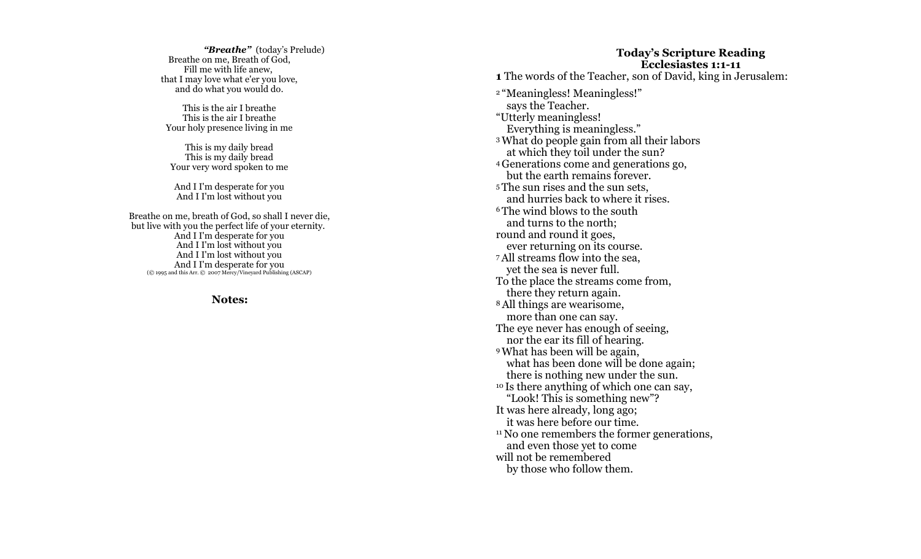***"Breathe"*** (today's Prelude)

Breathe on me, Breath of God,
Fill me with life anew,
that I may love what e'er you love,
and do what you would do.

This is the air I breathe
This is the air I breathe
Your holy presence living in me

This is my daily bread
This is my daily bread
Your very word spoken to me

And I I'm desperate for you
And I I'm lost without you

Breathe on me, breath of God, so shall I never die,
but live with you the perfect life of your eternity.
And I I'm desperate for you
And I I'm lost without you
And I I'm lost without you
And I I'm desperate for you

(© 1995 and this Arr. © 2007 Mercy/Vineyard Publishing (ASCAP)

**Notes:**

## Today's Scripture Reading
### Ecclesiastes 1:1-11

**1** The words of the Teacher, son of David, king in Jerusalem:

[2] "Meaningless! Meaningless!"
says the Teacher.
"Utterly meaningless!
Everything is meaningless."
[3] What do people gain from all their labors
at which they toil under the sun?
[4] Generations come and generations go,
but the earth remains forever.
[5] The sun rises and the sun sets,
and hurries back to where it rises.
[6] The wind blows to the south
and turns to the north;
round and round it goes,
ever returning on its course.
[7] All streams flow into the sea,
yet the sea is never full.
To the place the streams come from,
there they return again.
[8] All things are wearisome,
more than one can say.
The eye never has enough of seeing,
nor the ear its fill of hearing.
[9] What has been will be again,
what has been done will be done again;
there is nothing new under the sun.
[10] Is there anything of which one can say,
"Look! This is something new"?
It was here already, long ago;
it was here before our time.
[11] No one remembers the former generations,
and even those yet to come
will not be remembered
by those who follow them.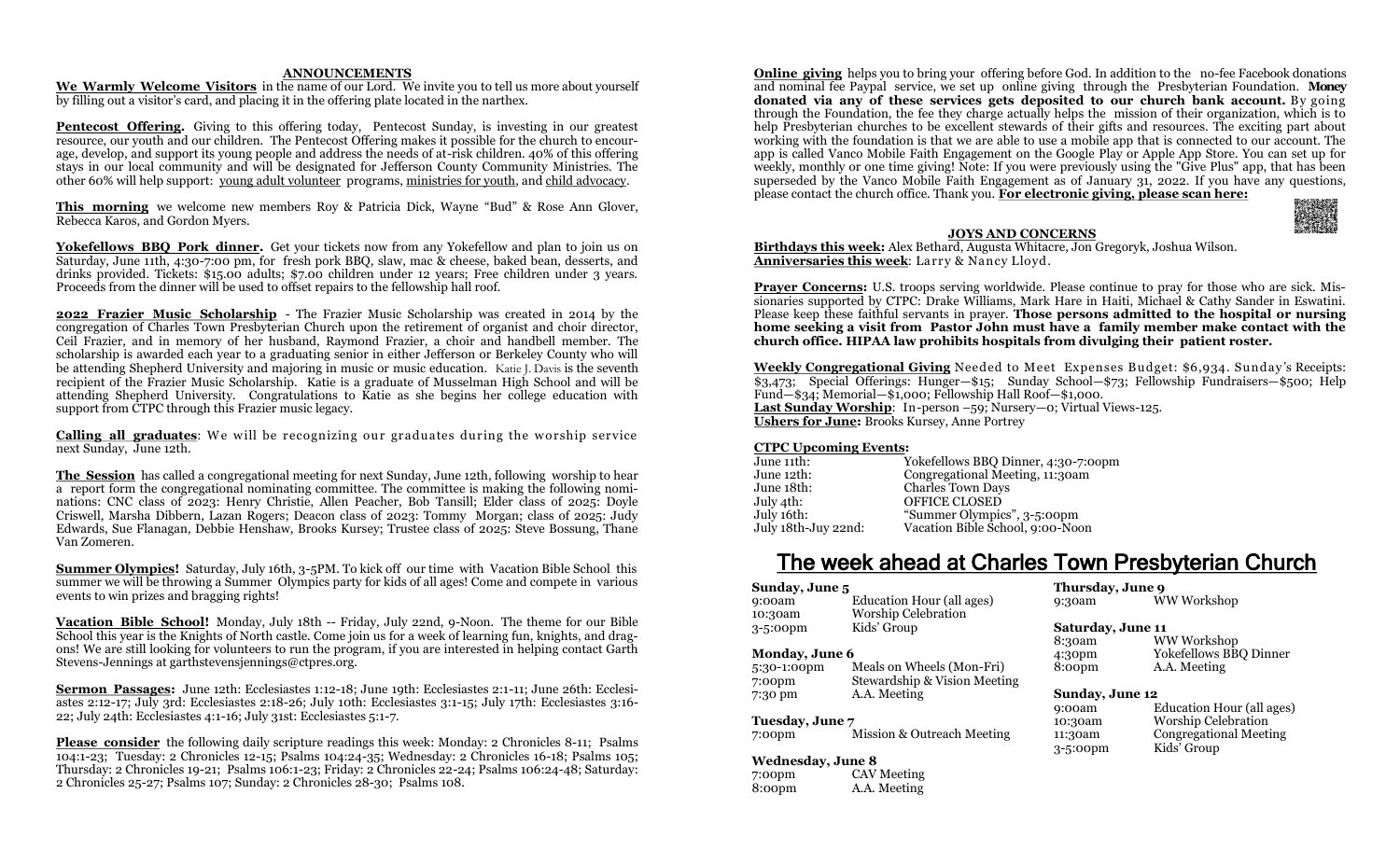## ANNOUNCEMENTS

**We Warmly Welcome Visitors** in the name of our Lord. We invite you to tell us more about yourself by filling out a visitor's card, and placing it in the offering plate located in the narthex.

**Pentecost Offering.** Giving to this offering today, Pentecost Sunday, is investing in our greatest resource, our youth and our children. The Pentecost Offering makes it possible for the church to encourage, develop, and support its young people and address the needs of at-risk children. 40% of this offering stays in our local community and will be designated for Jefferson County Community Ministries. The other 60% will help support: young adult volunteer programs, ministries for youth, and child advocacy.

**This morning** we welcome new members Roy & Patricia Dick, Wayne "Bud" & Rose Ann Glover, Rebecca Karos, and Gordon Myers.

**Yokefellows BBQ Pork dinner.** Get your tickets now from any Yokefellow and plan to join us on Saturday, June 11th, 4:30-7:00 pm, for fresh pork BBQ, slaw, mac & cheese, baked bean, desserts, and drinks provided. Tickets: $15.00 adults; $7.00 children under 12 years; Free children under 3 years. Proceeds from the dinner will be used to offset repairs to the fellowship hall roof.

**2022 Frazier Music Scholarship** - The Frazier Music Scholarship was created in 2014 by the congregation of Charles Town Presbyterian Church upon the retirement of organist and choir director, Ceil Frazier, and in memory of her husband, Raymond Frazier, a choir and handbell member. The scholarship is awarded each year to a graduating senior in either Jefferson or Berkeley County who will be attending Shepherd University and majoring in music or music education. Katie J. Davis is the seventh recipient of the Frazier Music Scholarship. Katie is a graduate of Musselman High School and will be attending Shepherd University. Congratulations to Katie as she begins her college education with support from CTPC through this Frazier music legacy.

**Calling all graduates**: We will be recognizing our graduates during the worship service next Sunday, June 12th.

**The Session** has called a congregational meeting for next Sunday, June 12th, following worship to hear a report form the congregational nominating committee. The committee is making the following nominations: CNC class of 2023: Henry Christie, Allen Peacher, Bob Tansill; Elder class of 2025: Doyle Criswell, Marsha Dibbern, Lazan Rogers; Deacon class of 2023: Tommy Morgan; class of 2025: Judy Edwards, Sue Flanagan, Debbie Henshaw, Brooks Kursey; Trustee class of 2025: Steve Bossung, Thane Van Zomeren.

**Summer Olympics!** Saturday, July 16th, 3-5PM. To kick off our time with Vacation Bible School this summer we will be throwing a Summer Olympics party for kids of all ages! Come and compete in various events to win prizes and bragging rights!

**Vacation Bible School!** Monday, July 18th -- Friday, July 22nd, 9-Noon. The theme for our Bible School this year is the Knights of North castle. Come join us for a week of learning fun, knights, and dragons! We are still looking for volunteers to run the program, if you are interested in helping contact Garth Stevens-Jennings at garthstevensjennings@ctpres.org.

**Sermon Passages:** June 12th: Ecclesiastes 1:12-18; June 19th: Ecclesiastes 2:1-11; June 26th: Ecclesiastes 2:12-17; July 3rd: Ecclesiastes 2:18-26; July 10th: Ecclesiastes 3:1-15; July 17th: Ecclesiastes 3:16-22; July 24th: Ecclesiastes 4:1-16; July 31st: Ecclesiastes 5:1-7.

**Please consider** the following daily scripture readings this week: Monday: 2 Chronicles 8-11; Psalms 104:1-23; Tuesday: 2 Chronicles 12-15; Psalms 104:24-35; Wednesday: 2 Chronicles 16-18; Psalms 105; Thursday: 2 Chronicles 19-21; Psalms 106:1-23; Friday: 2 Chronicles 22-24; Psalms 106:24-48; Saturday: 2 Chronicles 25-27; Psalms 107; Sunday: 2 Chronicles 28-30; Psalms 108.

**Online giving** helps you to bring your offering before God. In addition to the no-fee Facebook donations and nominal fee Paypal service, we set up online giving through the Presbyterian Foundation. **Money donated via any of these services gets deposited to our church bank account.** By going through the Foundation, the fee they charge actually helps the mission of their organization, which is to help Presbyterian churches to be excellent stewards of their gifts and resources. The exciting part about working with the foundation is that we are able to use a mobile app that is connected to our account. The app is called Vanco Mobile Faith Engagement on the Google Play or Apple App Store. You can set up for weekly, monthly or one time giving! Note: If you were previously using the "Give Plus" app, that has been superseded by the Vanco Mobile Faith Engagement as of January 31, 2022. If you have any questions, please contact the church office. Thank you. **For electronic giving, please scan here:**

## JOYS AND CONCERNS

**Birthdays this week:** Alex Bethard, Augusta Whitacre, Jon Gregoryk, Joshua Wilson.
**Anniversaries this week**: Larry & Nancy Lloyd.

**Prayer Concerns:** U.S. troops serving worldwide. Please continue to pray for those who are sick. Missionaries supported by CTPC: Drake Williams, Mark Hare in Haiti, Michael & Cathy Sander in Eswatini. Please keep these faithful servants in prayer. **Those persons admitted to the hospital or nursing home seeking a visit from Pastor John must have a family member make contact with the church office. HIPAA law prohibits hospitals from divulging their patient roster.**

**Weekly Congregational Giving** Needed to Meet Expenses Budget: $6,934. Sunday's Receipts: $3,473; Special Offerings: Hunger—$15; Sunday School—$73; Fellowship Fundraisers—$500; Help Fund—$34; Memorial—$1,000; Fellowship Hall Roof—$1,000.
**Last Sunday Worship**: In-person –59; Nursery—0; Virtual Views-125.
**Ushers for June:** Brooks Kursey, Anne Portrey

**CTPC Upcoming Events:**

| | |
|---|---|
| June 11th: | Yokefellows BBQ Dinner, 4:30-7:00pm |
| June 12th: | Congregational Meeting, 11:30am |
| June 18th: | Charles Town Days |
| July 4th: | OFFICE CLOSED |
| July 16th: | "Summer Olympics", 3-5:00pm |
| July 18th-Juy 22nd: | Vacation Bible School, 9:00-Noon |

# The week ahead at Charles Town Presbyterian Church

**Sunday, June 5**
9:00am Education Hour (all ages)
10:30am Worship Celebration
3-5:00pm Kids' Group

**Monday, June 6**
5:30-1:00pm Meals on Wheels (Mon-Fri)
7:00pm Stewardship & Vision Meeting
7:30 pm A.A. Meeting

**Tuesday, June 7**
7:00pm Mission & Outreach Meeting

**Wednesday, June 8**
7:00pm CAV Meeting
8:00pm A.A. Meeting

**Thursday, June 9**
9:30am WW Workshop

**Saturday, June 11**
8:30am WW Workshop
4:30pm Yokefellows BBQ Dinner
8:00pm A.A. Meeting

**Sunday, June 12**
9:00am Education Hour (all ages)
10:30am Worship Celebration
11:30am Congregational Meeting
3-5:00pm Kids' Group